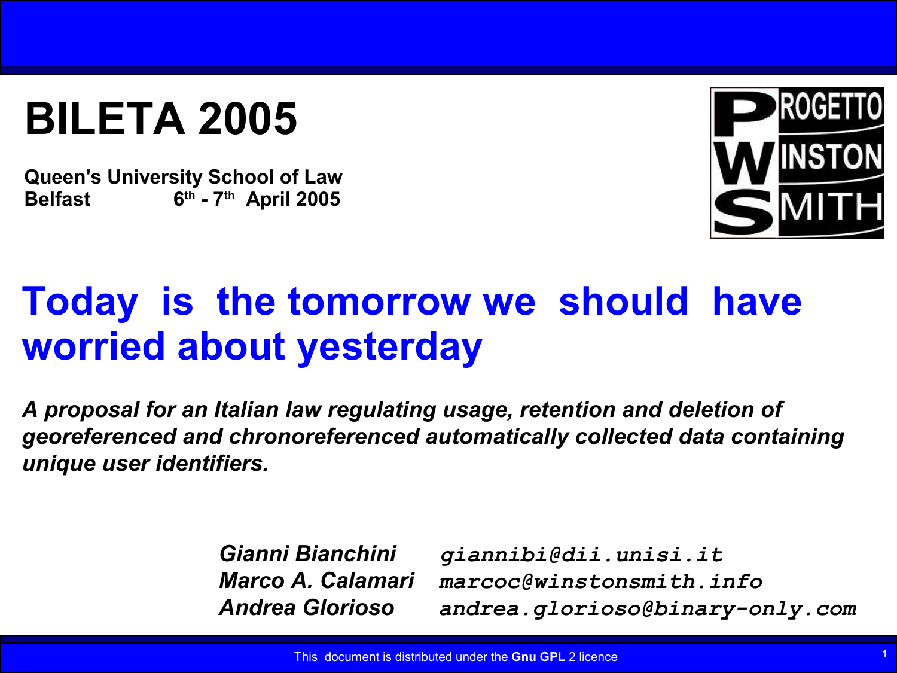# BILETA 2005

**Queen's University School of Law**
**Belfast 6th - 7th April 2005**

PROGETTO WINSTON SMITH

# Today is the tomorrow we should have worried about yesterday

***A proposal for an Italian law regulating usage, retention and deletion of georeferenced and chronoreferenced automatically collected data containing unique user identifiers.***

*Gianni Bianchini* giannibi@dii.unisi.it
*Marco A. Calamari* marcoc@winstonsmith.info
*Andrea Glorioso* andrea.glorioso@binary-only.com

This document is distributed under the **Gnu GPL** 2 licence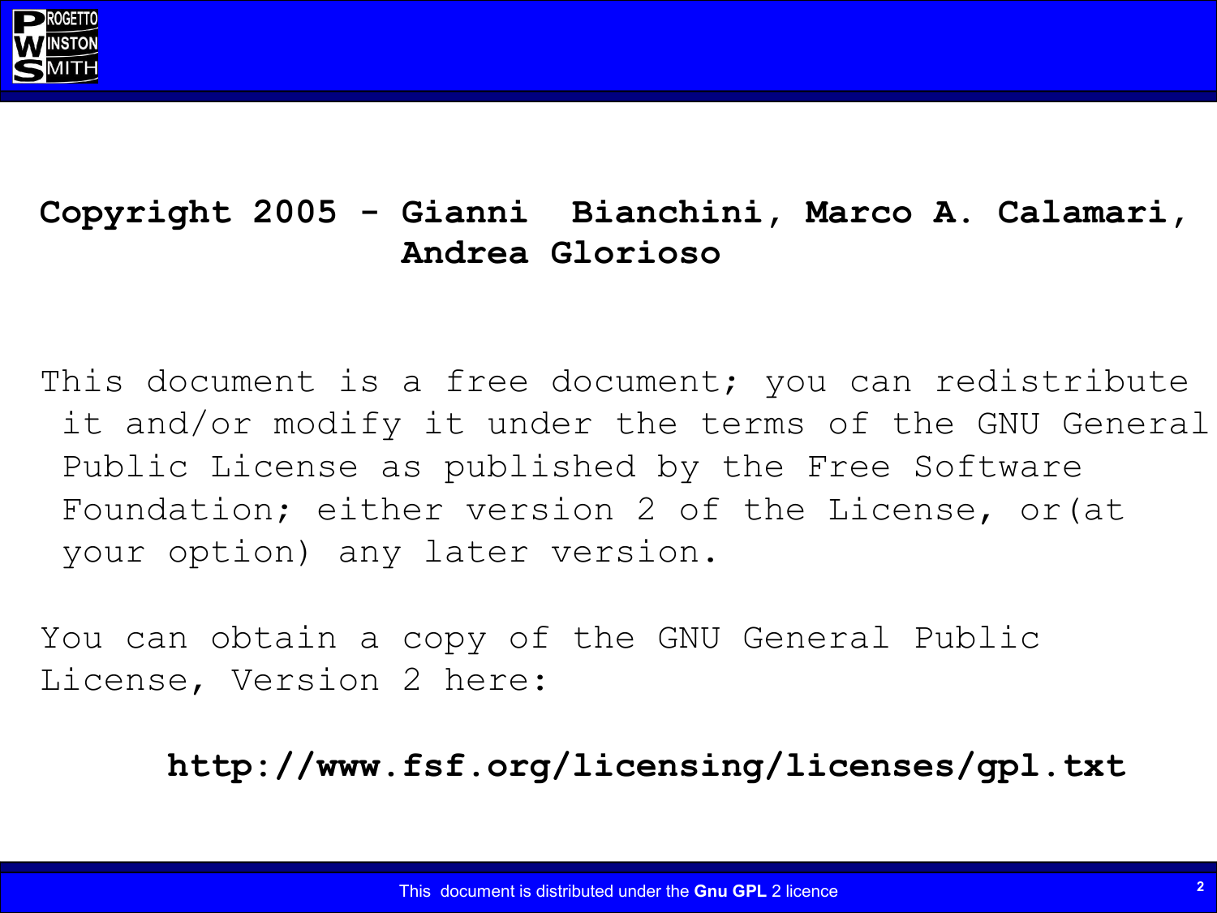**Copyright 2005 - Gianni Bianchini, Marco A. Calamari, Andrea Glorioso**

This document is a free document; you can redistribute it and/or modify it under the terms of the GNU General Public License as published by the Free Software Foundation; either version 2 of the License, or(at your option) any later version.

You can obtain a copy of the GNU General Public License, Version 2 here:

**http://www.fsf.org/licensing/licenses/gpl.txt**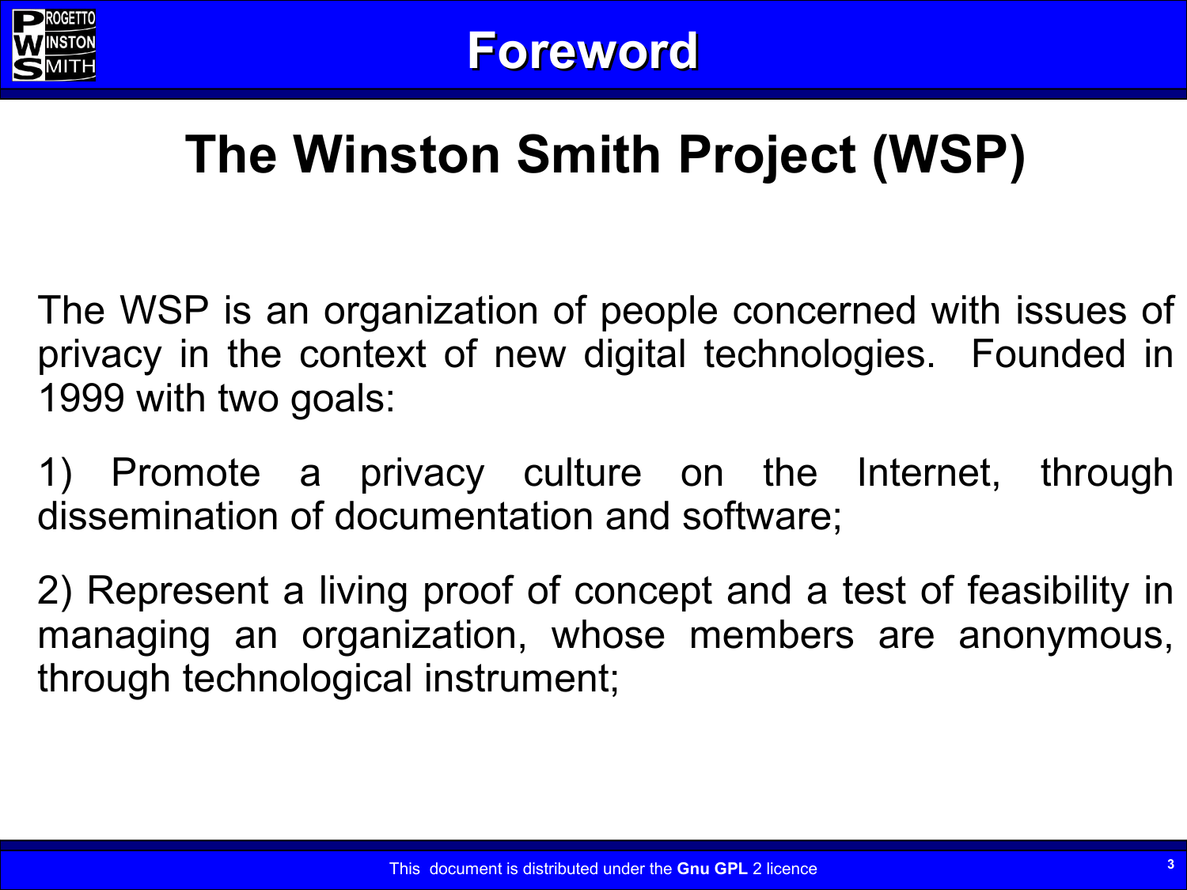# Foreword

## The Winston Smith Project (WSP)

The WSP is an organization of people concerned with issues of privacy in the context of new digital technologies. Founded in 1999 with two goals:

1) Promote a privacy culture on the Internet, through dissemination of documentation and software;

2) Represent a living proof of concept and a test of feasibility in managing an organization, whose members are anonymous, through technological instrument;

This document is distributed under the **Gnu GPL** 2 licence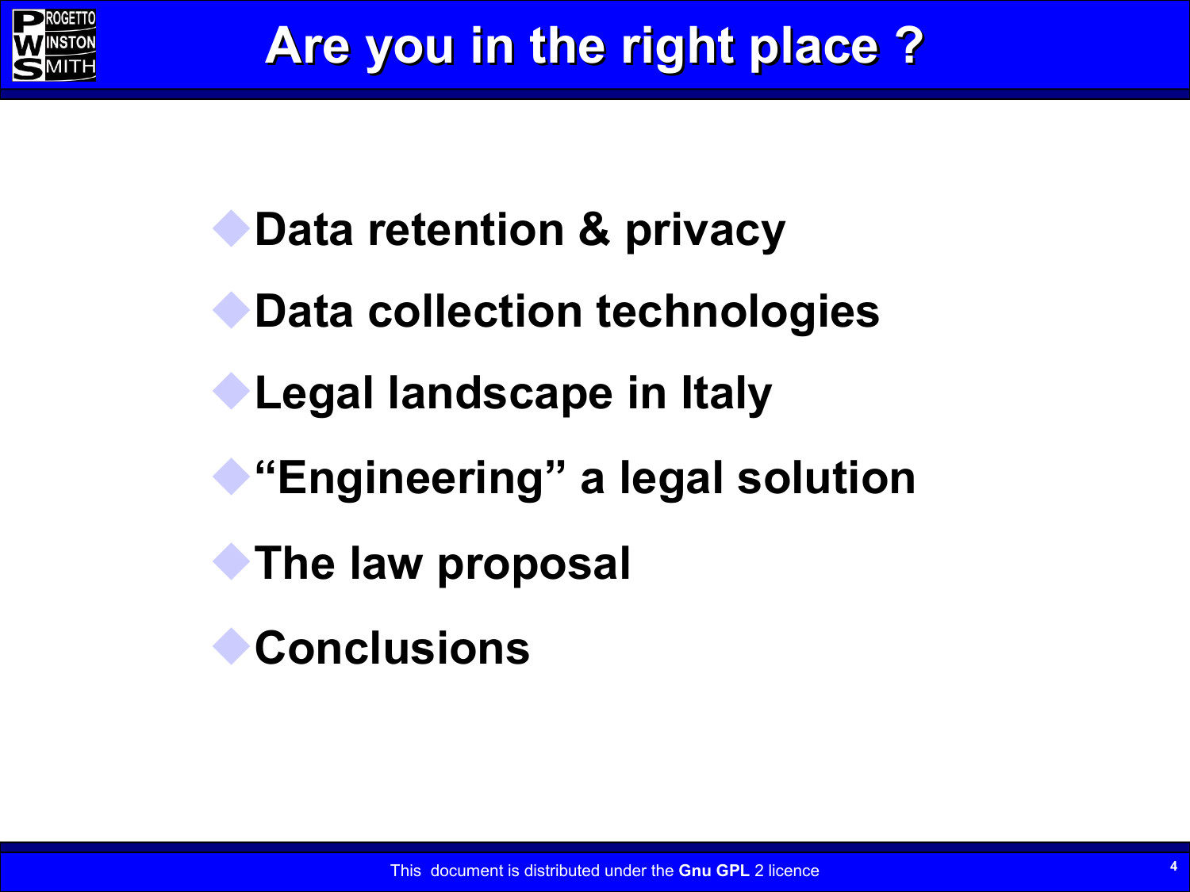# Are you in the right place ?

- Data retention & privacy
- Data collection technologies
- Legal landscape in Italy
- “Engineering” a legal solution
- The law proposal
- Conclusions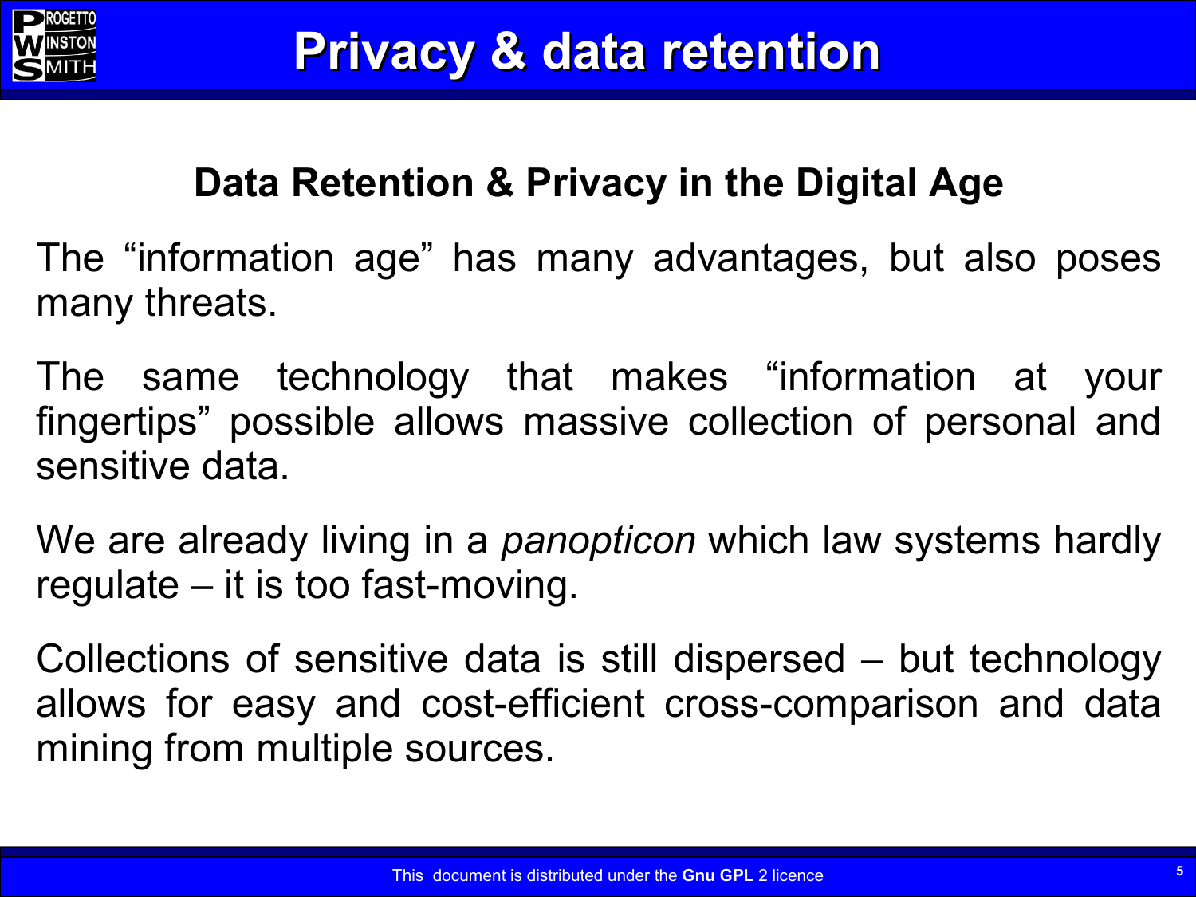# Privacy & data retention

## Data Retention & Privacy in the Digital Age

The “information age” has many advantages, but also poses many threats.

The same technology that makes “information at your fingertips” possible allows massive collection of personal and sensitive data.

We are already living in a *panopticon* which law systems hardly regulate – it is too fast-moving.

Collections of sensitive data is still dispersed – but technology allows for easy and cost-efficient cross-comparison and data mining from multiple sources.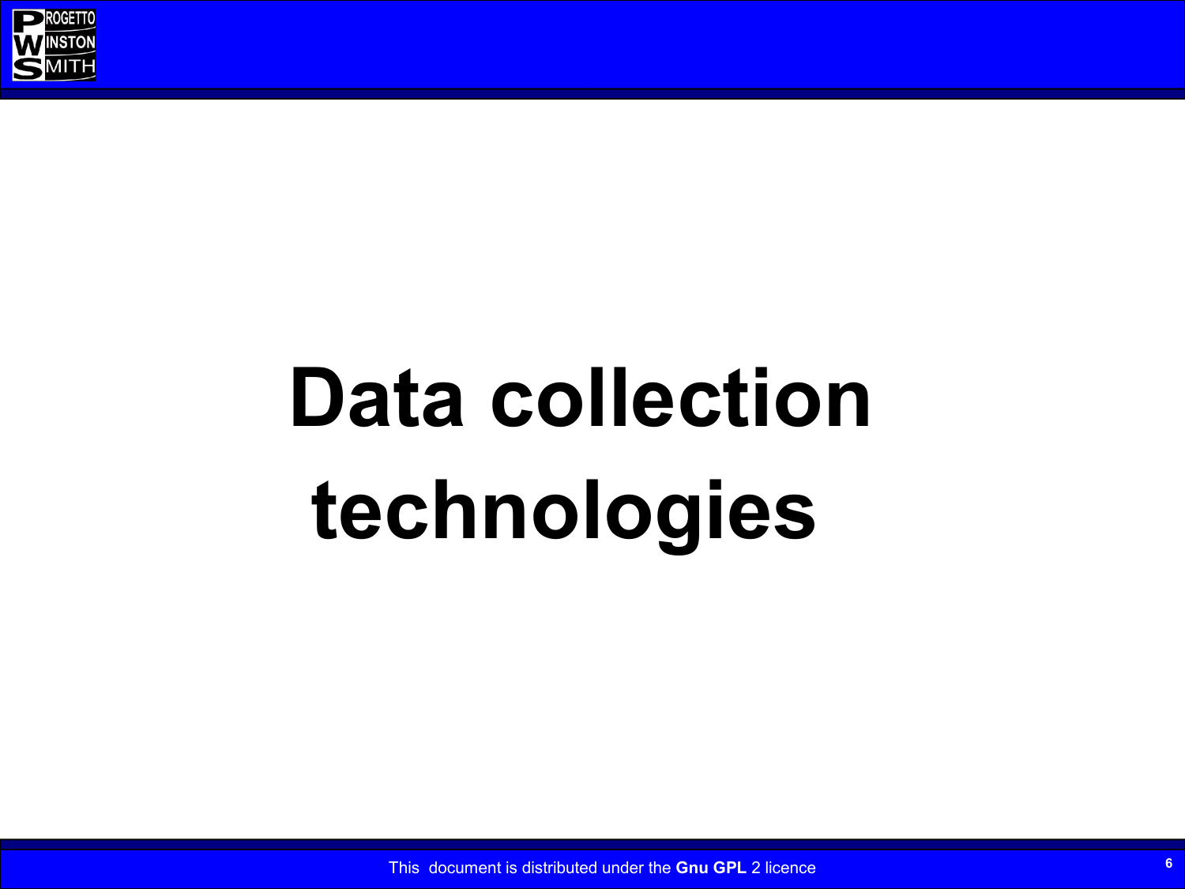# Data collection technologies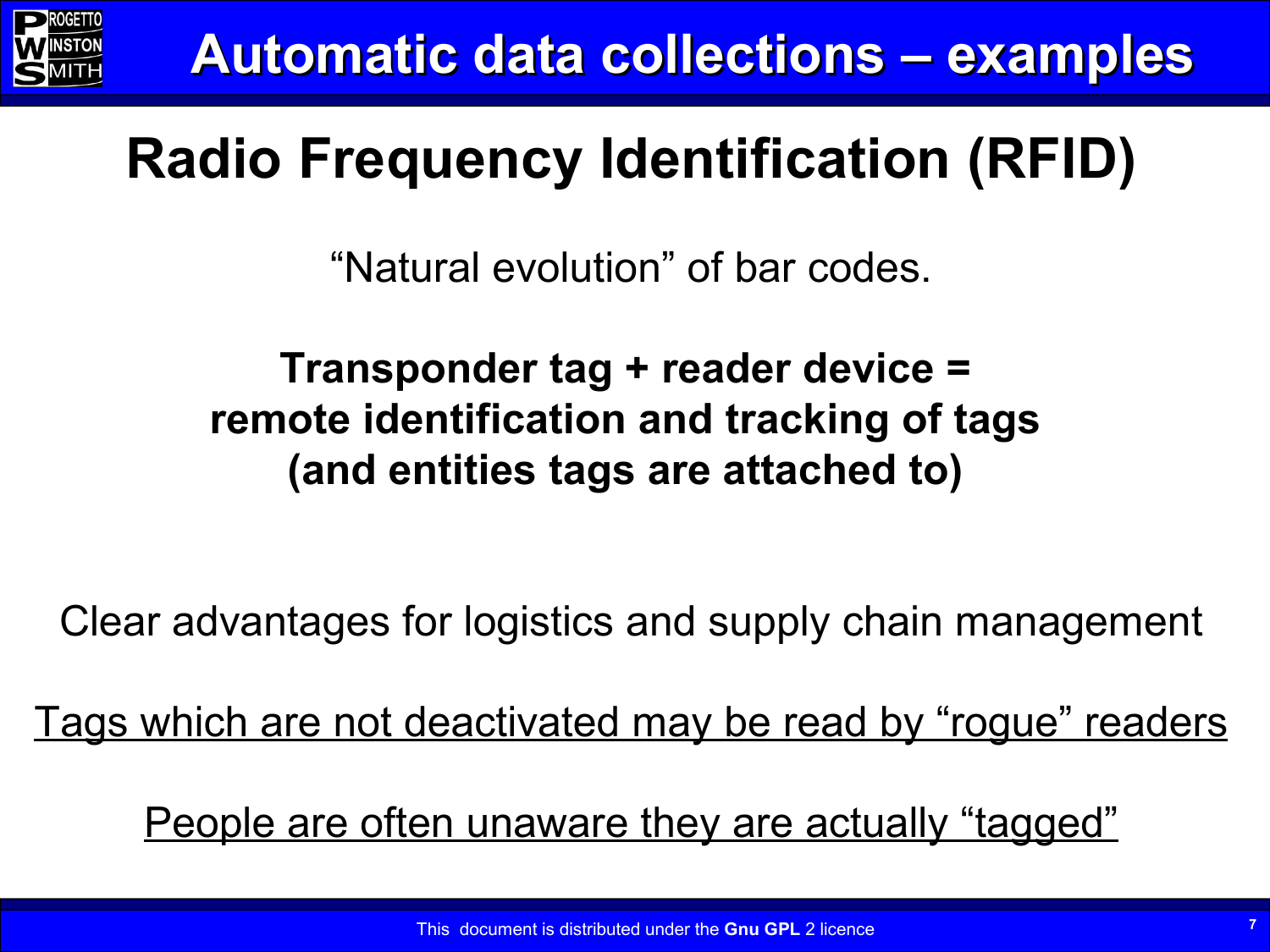# Automatic data collections – examples

## Radio Frequency Identification (RFID)

“Natural evolution” of bar codes.

**Transponder tag + reader device =**
**remote identification and tracking of tags**
**(and entities tags are attached to)**

Clear advantages for logistics and supply chain management

<u>Tags which are not deactivated may be read by “rogue” readers</u>

<u>People are often unaware they are actually “tagged”</u>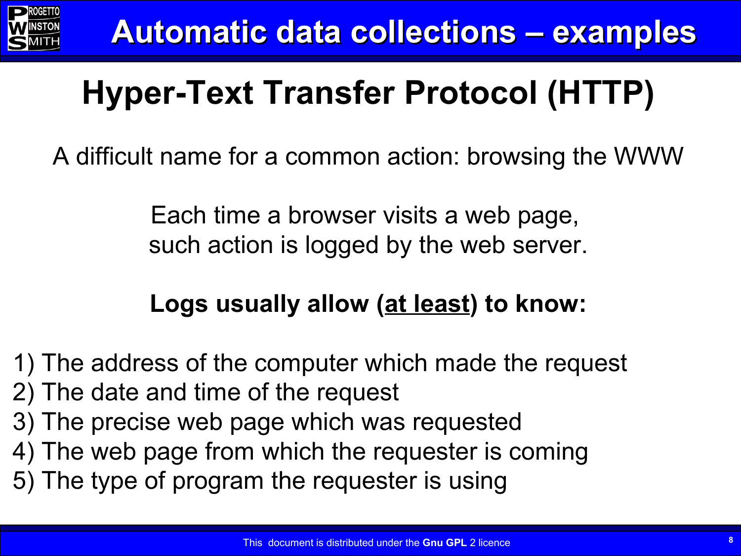# Automatic data collections – examples

## Hyper-Text Transfer Protocol (HTTP)

A difficult name for a common action: browsing the WWW

Each time a browser visits a web page,
such action is logged by the web server.

**Logs usually allow (<u>at least</u>) to know:**

1) The address of the computer which made the request
2) The date and time of the request
3) The precise web page which was requested
4) The web page from which the requester is coming
5) The type of program the requester is using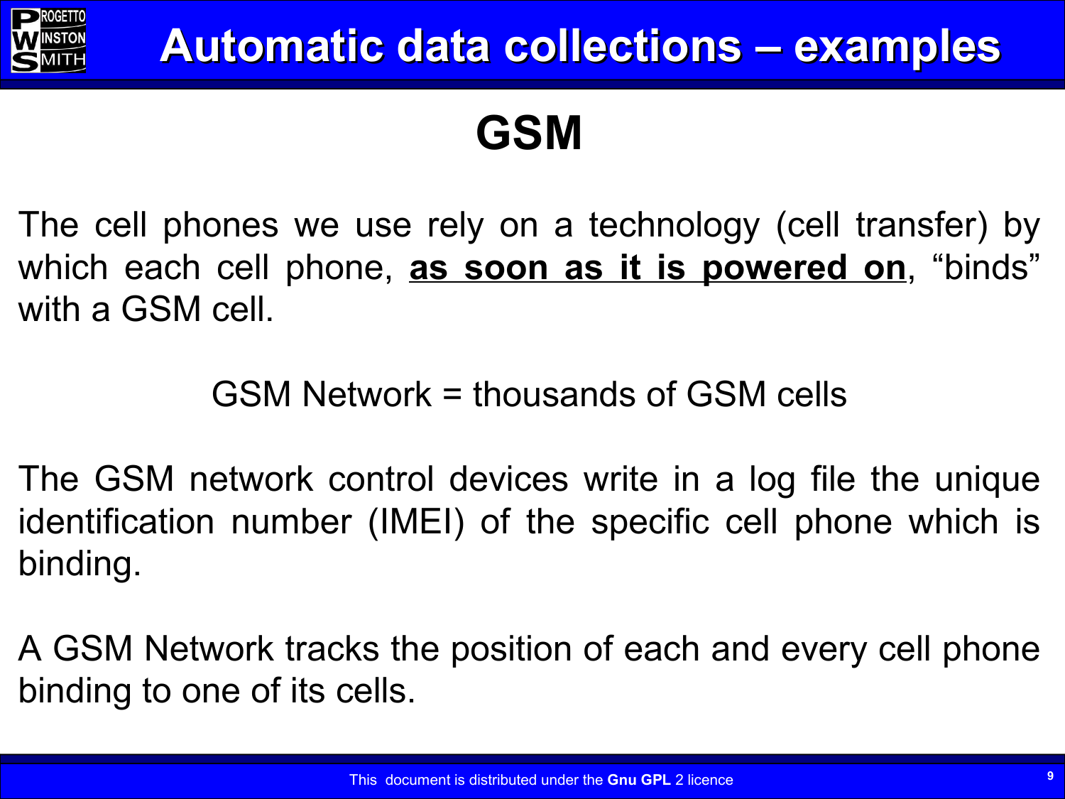# Automatic data collections – examples

## GSM

The cell phones we use rely on a technology (cell transfer) by which each cell phone, **<u>as soon as it is powered on</u>**, “binds” with a GSM cell.

GSM Network = thousands of GSM cells

The GSM network control devices write in a log file the unique identification number (IMEI) of the specific cell phone which is binding.

A GSM Network tracks the position of each and every cell phone binding to one of its cells.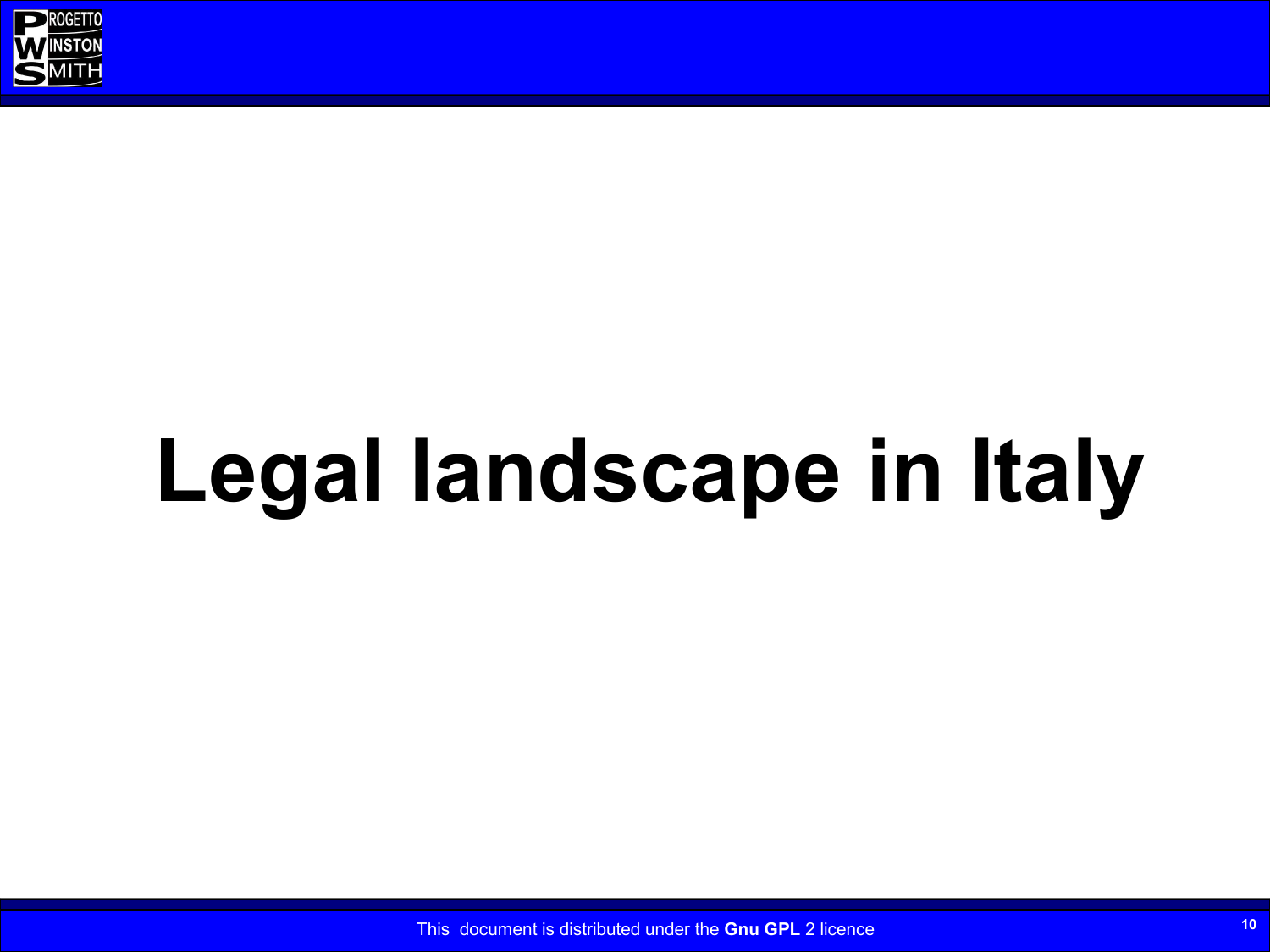# Legal landscape in Italy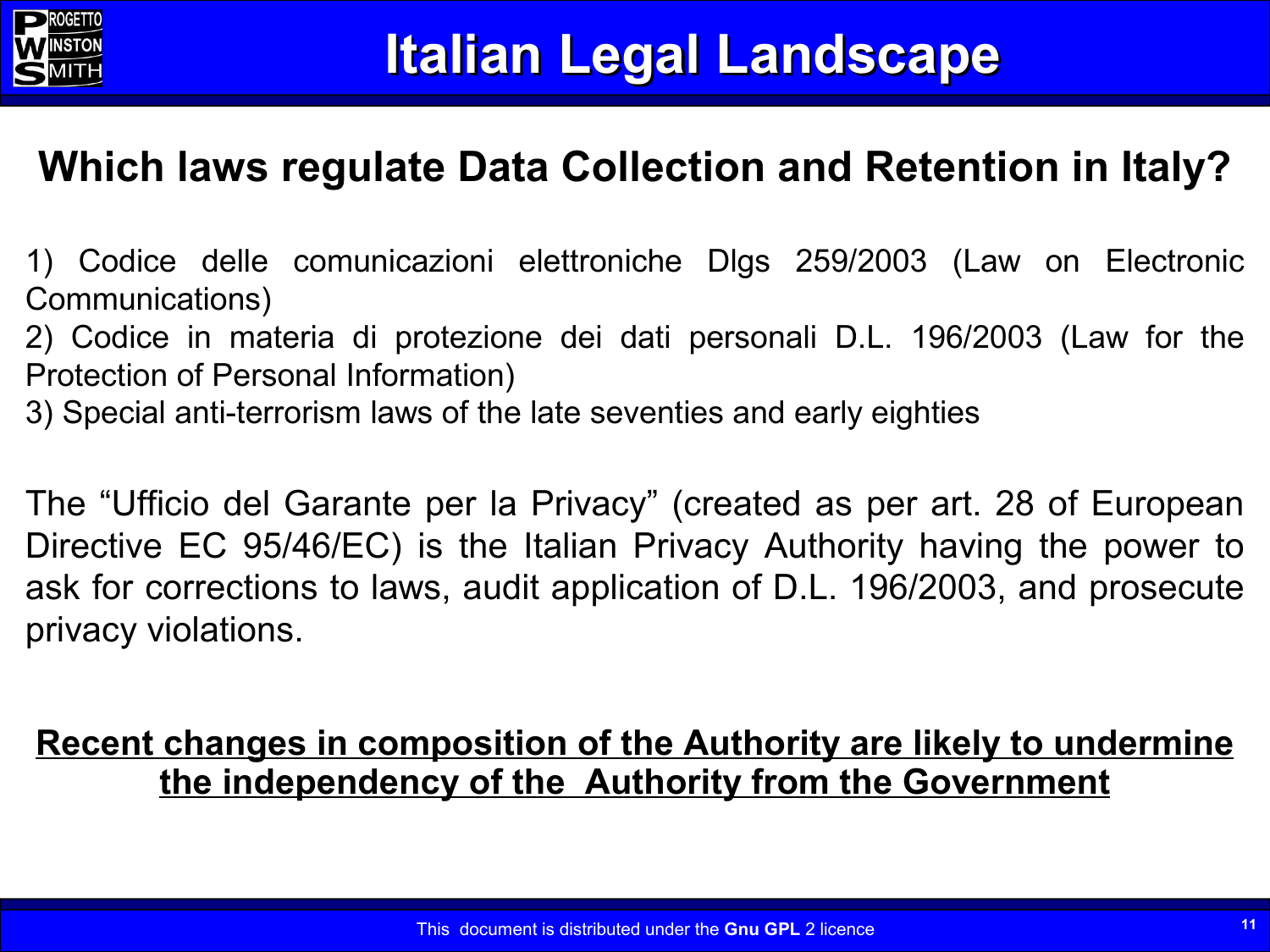# Italian Legal Landscape

## Which laws regulate Data Collection and Retention in Italy?

1) Codice delle comunicazioni elettroniche Dlgs 259/2003 (Law on Electronic Communications)
2) Codice in materia di protezione dei dati personali D.L. 196/2003 (Law for the Protection of Personal Information)
3) Special anti-terrorism laws of the late seventies and early eighties

The "Ufficio del Garante per la Privacy" (created as per art. 28 of European Directive EC 95/46/EC) is the Italian Privacy Authority having the power to ask for corrections to laws, audit application of D.L. 196/2003, and prosecute privacy violations.

**Recent changes in composition of the Authority are likely to undermine the independency of the Authority from the Government**

This document is distributed under the **Gnu GPL** 2 licence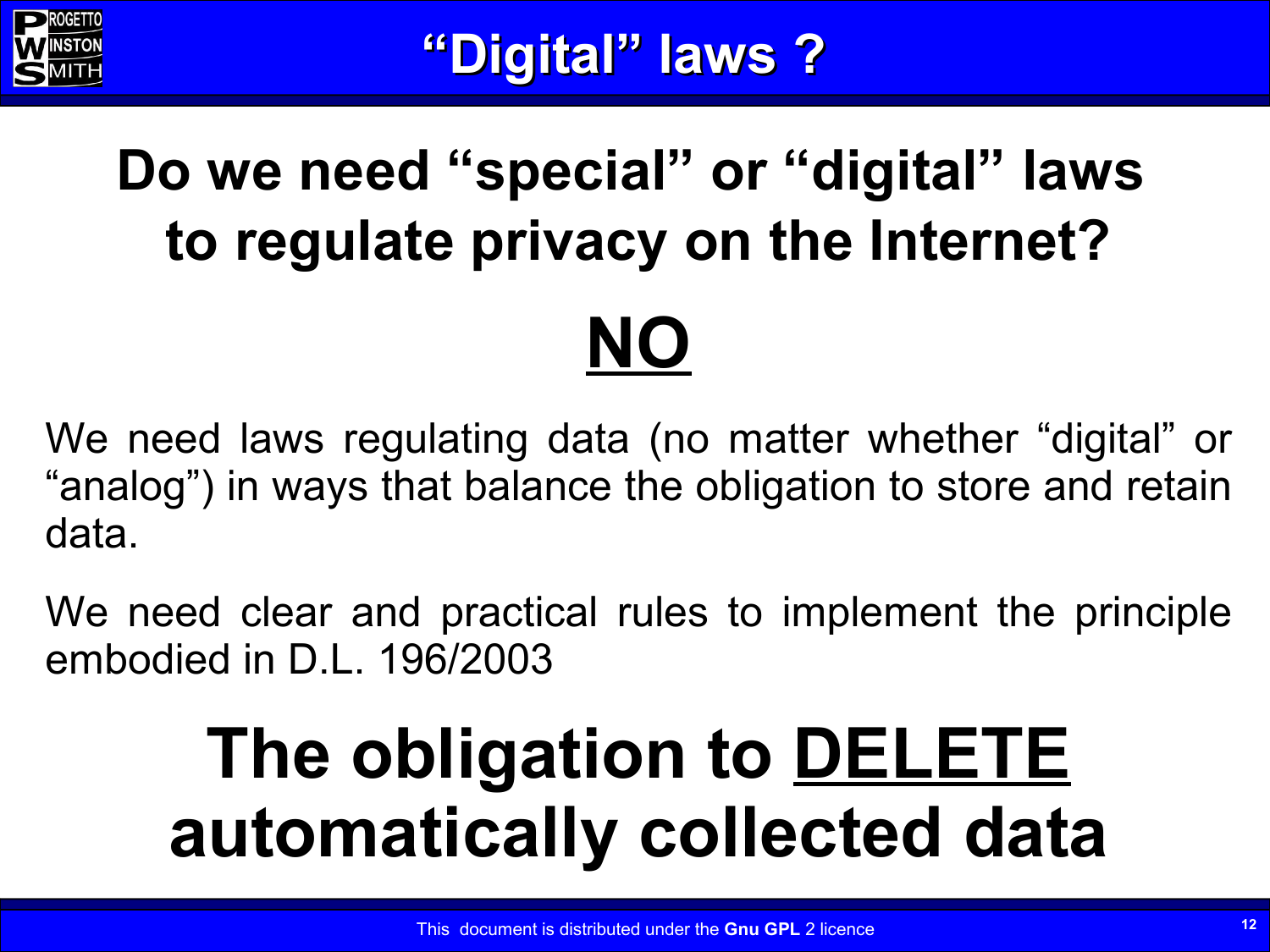# “Digital” laws ?

## Do we need “special” or “digital” laws to regulate privacy on the Internet?

# NO

We need laws regulating data (no matter whether “digital” or “analog”) in ways that balance the obligation to store and retain data.

We need clear and practical rules to implement the principle embodied in D.L. 196/2003

# The obligation to DELETE automatically collected data

This document is distributed under the **Gnu GPL** 2 licence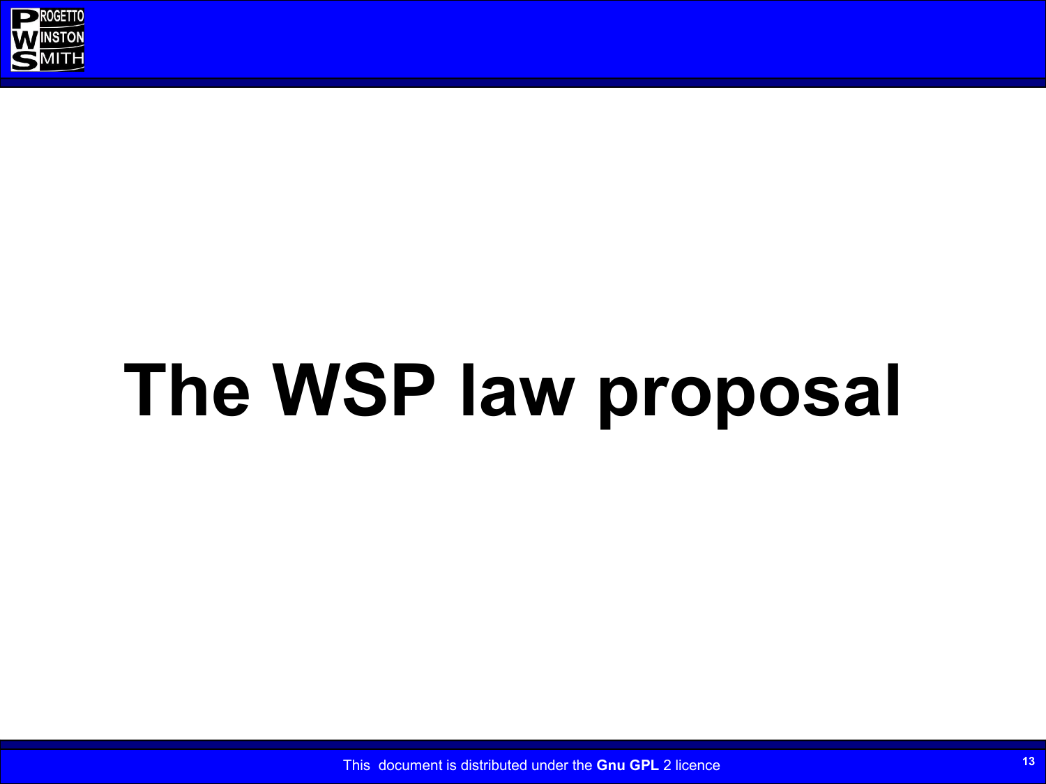# The WSP law proposal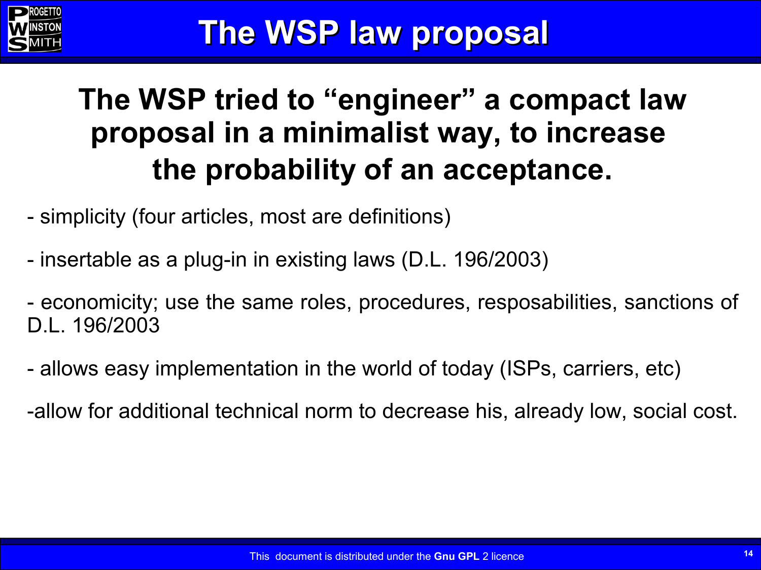# The WSP law proposal

## The WSP tried to "engineer" a compact law proposal in a minimalist way, to increase the probability of an acceptance.

- simplicity (four articles, most are definitions)

- insertable as a plug-in in existing laws (D.L. 196/2003)

- economicity; use the same roles, procedures, resposabilities, sanctions of D.L. 196/2003

- allows easy implementation in the world of today (ISPs, carriers, etc)

-allow for additional technical norm to decrease his, already low, social cost.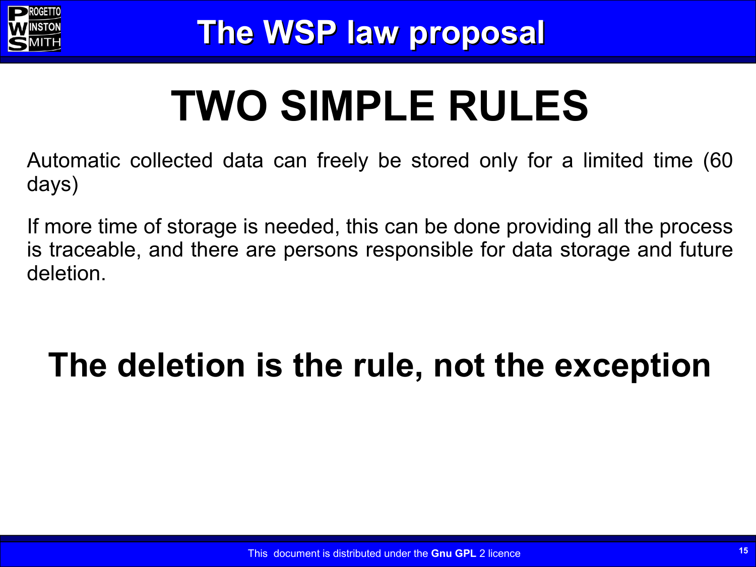# The WSP law proposal

## TWO SIMPLE RULES

Automatic collected data can freely be stored only for a limited time (60 days)

If more time of storage is needed, this can be done providing all the process is traceable, and there are persons responsible for data storage and future deletion.

## The deletion is the rule, not the exception

This document is distributed under the **Gnu GPL** 2 licence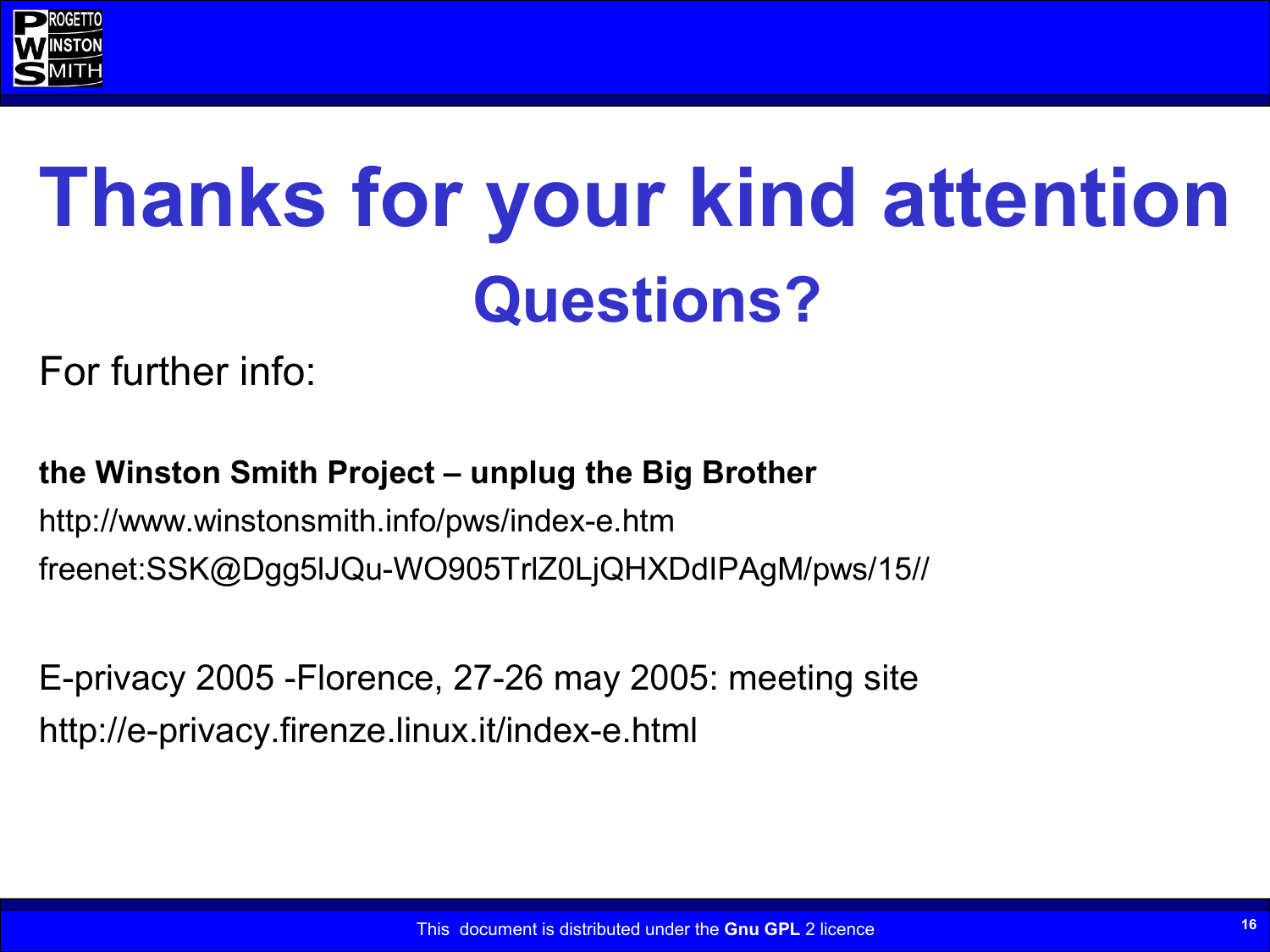# Thanks for your kind attention

## Questions?

For further info:

**the Winston Smith Project – unplug the Big Brother**

http://www.winstonsmith.info/pws/index-e.htm

freenet:SSK@Dgg5lJQu-WO905TrlZ0LjQHXDdIPAgM/pws/15//

E-privacy 2005 -Florence, 27-26 may 2005: meeting site

http://e-privacy.firenze.linux.it/index-e.html

This document is distributed under the **Gnu GPL** 2 licence